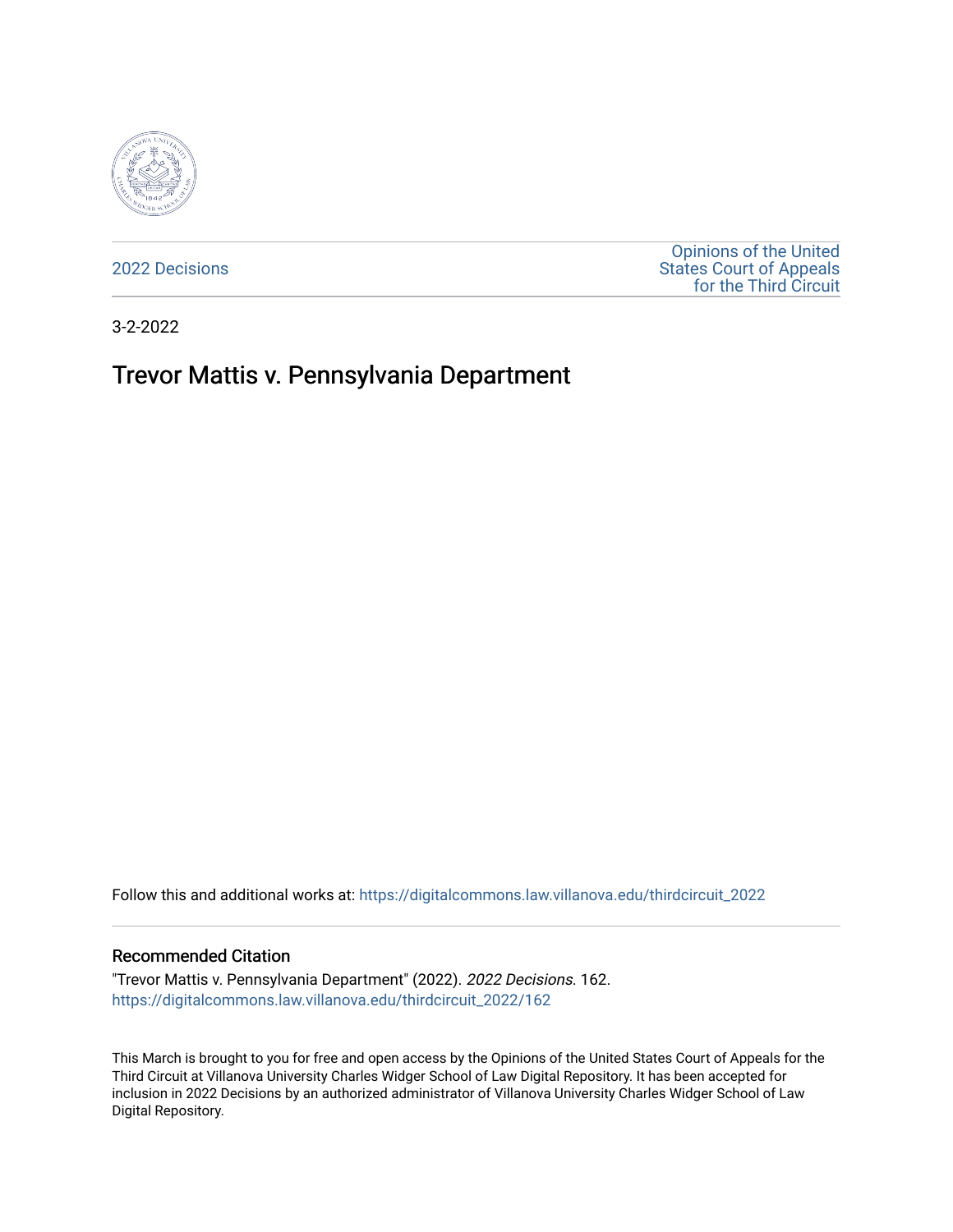2022 Decisions

Opinions of the United States Court of Appeals for the Third Circuit

3-2-2022

# Trevor Mattis v. Pennsylvania Department

Follow this and additional works at: https://digitalcommons.law.villanova.edu/thirdcircuit_2022

## Recommended Citation

"Trevor Mattis v. Pennsylvania Department" (2022). *2022 Decisions*. 162.
https://digitalcommons.law.villanova.edu/thirdcircuit_2022/162

This March is brought to you for free and open access by the Opinions of the United States Court of Appeals for the Third Circuit at Villanova University Charles Widger School of Law Digital Repository. It has been accepted for inclusion in 2022 Decisions by an authorized administrator of Villanova University Charles Widger School of Law Digital Repository.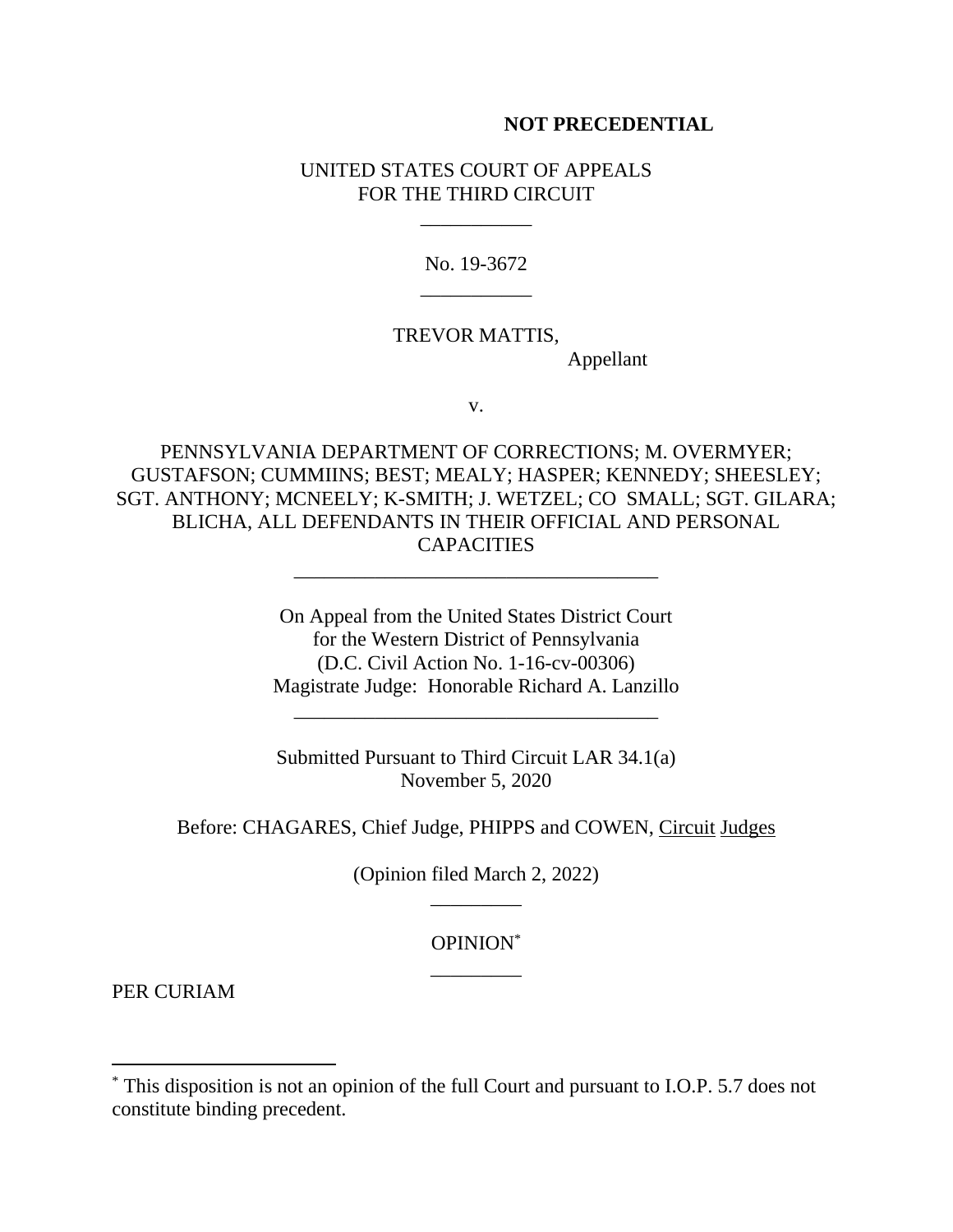**NOT PRECEDENTIAL**

UNITED STATES COURT OF APPEALS
FOR THE THIRD CIRCUIT

No. 19-3672

TREVOR MATTIS,
Appellant

v.

PENNSYLVANIA DEPARTMENT OF CORRECTIONS; M. OVERMYER; GUSTAFSON; CUMMIINS; BEST; MEALY; HASPER; KENNEDY; SHEESLEY; SGT. ANTHONY; MCNEELY; K-SMITH; J. WETZEL; CO SMALL; SGT. GILARA; BLICHA, ALL DEFENDANTS IN THEIR OFFICIAL AND PERSONAL CAPACITIES

On Appeal from the United States District Court
for the Western District of Pennsylvania
(D.C. Civil Action No. 1-16-cv-00306)
Magistrate Judge: Honorable Richard A. Lanzillo

Submitted Pursuant to Third Circuit LAR 34.1(a)
November 5, 2020

Before: CHAGARES, Chief Judge, PHIPPS and COWEN, Circuit Judges

(Opinion filed March 2, 2022)

OPINION[*]

PER CURIAM

[*] This disposition is not an opinion of the full Court and pursuant to I.O.P. 5.7 does not constitute binding precedent.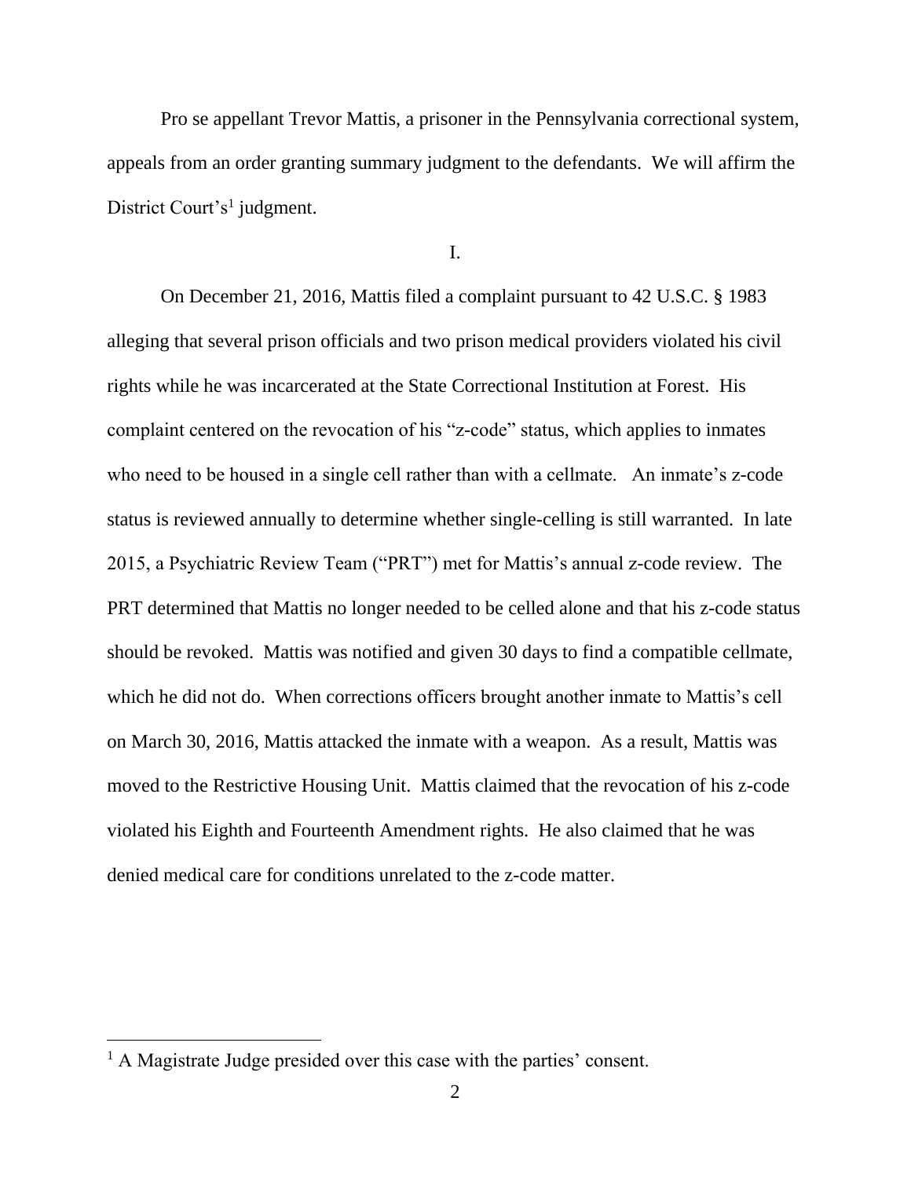Pro se appellant Trevor Mattis, a prisoner in the Pennsylvania correctional system, appeals from an order granting summary judgment to the defendants. We will affirm the District Court's[1] judgment.

I.

On December 21, 2016, Mattis filed a complaint pursuant to 42 U.S.C. § 1983 alleging that several prison officials and two prison medical providers violated his civil rights while he was incarcerated at the State Correctional Institution at Forest. His complaint centered on the revocation of his "z-code" status, which applies to inmates who need to be housed in a single cell rather than with a cellmate. An inmate's z-code status is reviewed annually to determine whether single-celling is still warranted. In late 2015, a Psychiatric Review Team ("PRT") met for Mattis's annual z-code review. The PRT determined that Mattis no longer needed to be celled alone and that his z-code status should be revoked. Mattis was notified and given 30 days to find a compatible cellmate, which he did not do. When corrections officers brought another inmate to Mattis's cell on March 30, 2016, Mattis attacked the inmate with a weapon. As a result, Mattis was moved to the Restrictive Housing Unit. Mattis claimed that the revocation of his z-code violated his Eighth and Fourteenth Amendment rights. He also claimed that he was denied medical care for conditions unrelated to the z-code matter.

[1] A Magistrate Judge presided over this case with the parties' consent.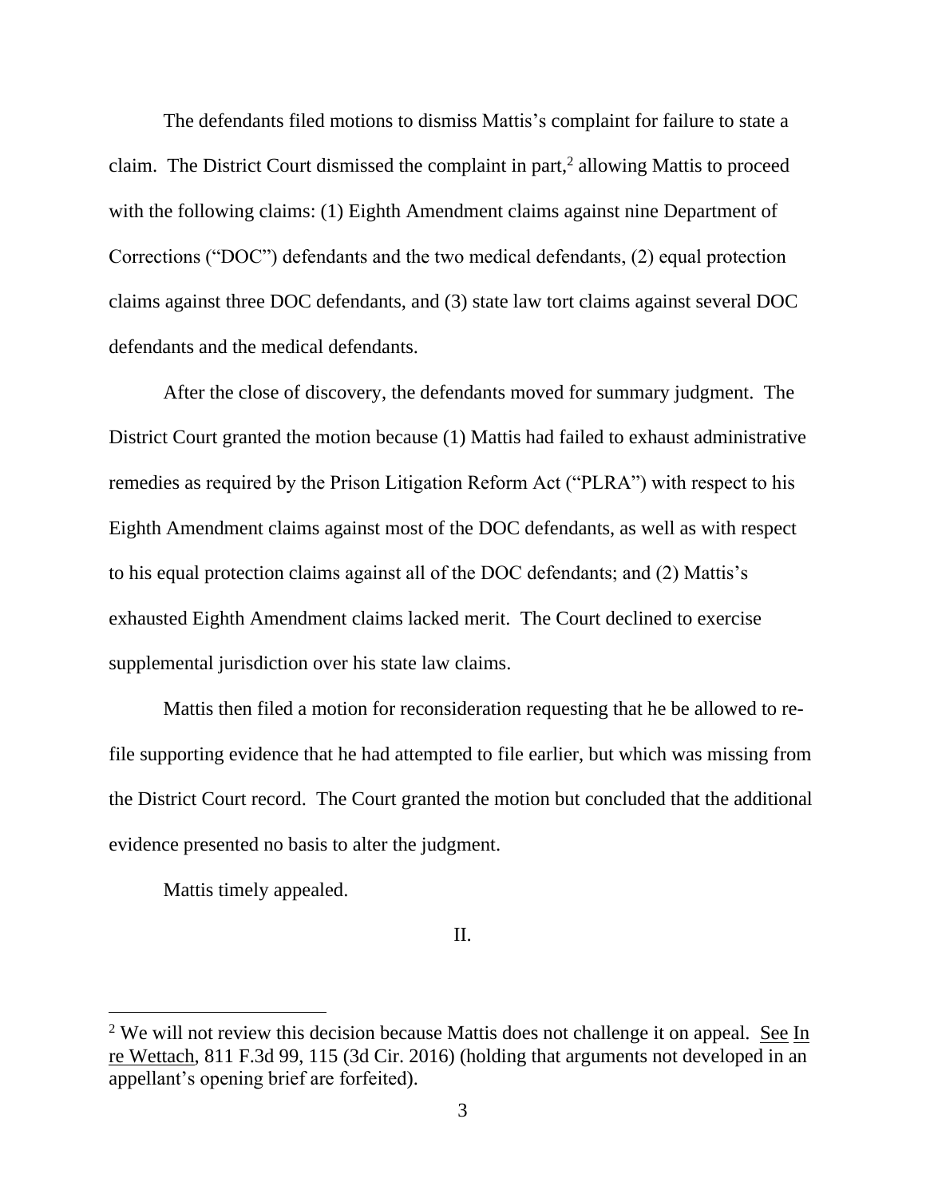The defendants filed motions to dismiss Mattis's complaint for failure to state a claim. The District Court dismissed the complaint in part,[2] allowing Mattis to proceed with the following claims: (1) Eighth Amendment claims against nine Department of Corrections ("DOC") defendants and the two medical defendants, (2) equal protection claims against three DOC defendants, and (3) state law tort claims against several DOC defendants and the medical defendants.

After the close of discovery, the defendants moved for summary judgment. The District Court granted the motion because (1) Mattis had failed to exhaust administrative remedies as required by the Prison Litigation Reform Act ("PLRA") with respect to his Eighth Amendment claims against most of the DOC defendants, as well as with respect to his equal protection claims against all of the DOC defendants; and (2) Mattis's exhausted Eighth Amendment claims lacked merit. The Court declined to exercise supplemental jurisdiction over his state law claims.

Mattis then filed a motion for reconsideration requesting that he be allowed to re-file supporting evidence that he had attempted to file earlier, but which was missing from the District Court record. The Court granted the motion but concluded that the additional evidence presented no basis to alter the judgment.

Mattis timely appealed.

II.

[2] We will not review this decision because Mattis does not challenge it on appeal. See In re Wettach, 811 F.3d 99, 115 (3d Cir. 2016) (holding that arguments not developed in an appellant's opening brief are forfeited).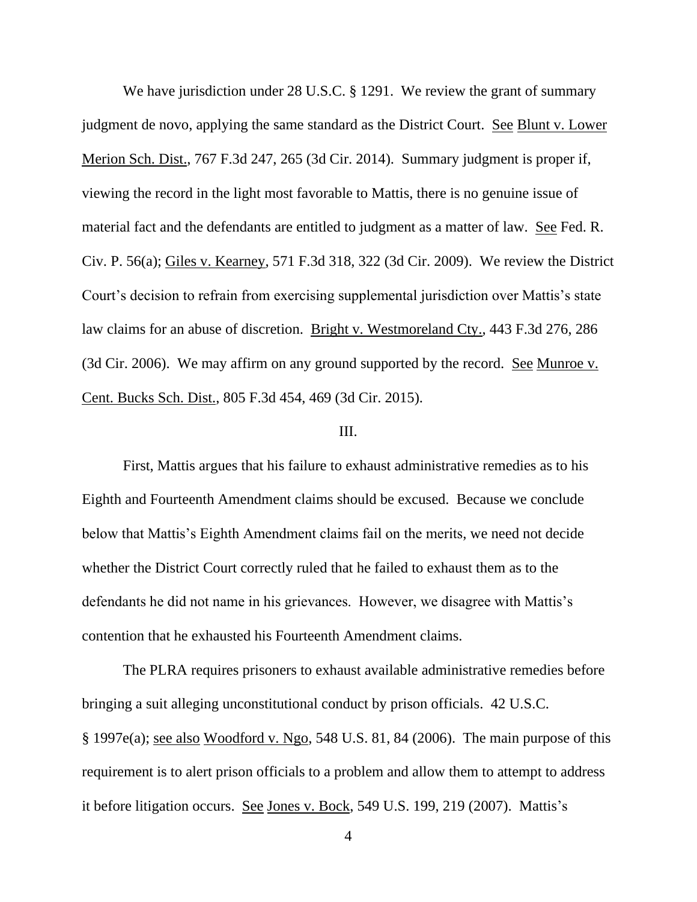We have jurisdiction under 28 U.S.C. § 1291. We review the grant of summary judgment de novo, applying the same standard as the District Court. See Blunt v. Lower Merion Sch. Dist., 767 F.3d 247, 265 (3d Cir. 2014). Summary judgment is proper if, viewing the record in the light most favorable to Mattis, there is no genuine issue of material fact and the defendants are entitled to judgment as a matter of law. See Fed. R. Civ. P. 56(a); Giles v. Kearney, 571 F.3d 318, 322 (3d Cir. 2009). We review the District Court's decision to refrain from exercising supplemental jurisdiction over Mattis's state law claims for an abuse of discretion. Bright v. Westmoreland Cty., 443 F.3d 276, 286 (3d Cir. 2006). We may affirm on any ground supported by the record. See Munroe v. Cent. Bucks Sch. Dist., 805 F.3d 454, 469 (3d Cir. 2015).

III.

First, Mattis argues that his failure to exhaust administrative remedies as to his Eighth and Fourteenth Amendment claims should be excused. Because we conclude below that Mattis's Eighth Amendment claims fail on the merits, we need not decide whether the District Court correctly ruled that he failed to exhaust them as to the defendants he did not name in his grievances. However, we disagree with Mattis's contention that he exhausted his Fourteenth Amendment claims.

The PLRA requires prisoners to exhaust available administrative remedies before bringing a suit alleging unconstitutional conduct by prison officials. 42 U.S.C. § 1997e(a); see also Woodford v. Ngo, 548 U.S. 81, 84 (2006). The main purpose of this requirement is to alert prison officials to a problem and allow them to attempt to address it before litigation occurs. See Jones v. Bock, 549 U.S. 199, 219 (2007). Mattis's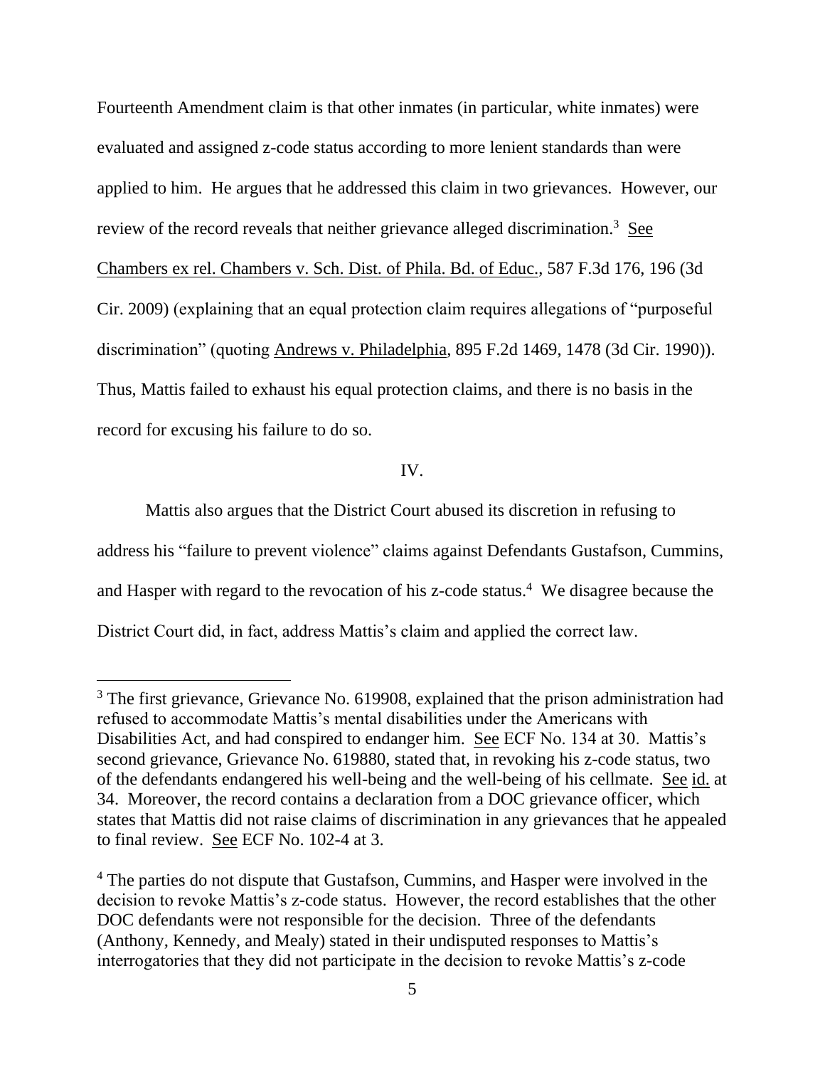Fourteenth Amendment claim is that other inmates (in particular, white inmates) were evaluated and assigned z-code status according to more lenient standards than were applied to him. He argues that he addressed this claim in two grievances. However, our review of the record reveals that neither grievance alleged discrimination.[3] See Chambers ex rel. Chambers v. Sch. Dist. of Phila. Bd. of Educ., 587 F.3d 176, 196 (3d Cir. 2009) (explaining that an equal protection claim requires allegations of "purposeful discrimination" (quoting Andrews v. Philadelphia, 895 F.2d 1469, 1478 (3d Cir. 1990)). Thus, Mattis failed to exhaust his equal protection claims, and there is no basis in the record for excusing his failure to do so.

IV.

Mattis also argues that the District Court abused its discretion in refusing to address his "failure to prevent violence" claims against Defendants Gustafson, Cummins, and Hasper with regard to the revocation of his z-code status.[4] We disagree because the District Court did, in fact, address Mattis's claim and applied the correct law.

[3] The first grievance, Grievance No. 619908, explained that the prison administration had refused to accommodate Mattis's mental disabilities under the Americans with Disabilities Act, and had conspired to endanger him. See ECF No. 134 at 30. Mattis's second grievance, Grievance No. 619880, stated that, in revoking his z-code status, two of the defendants endangered his well-being and the well-being of his cellmate. See id. at 34. Moreover, the record contains a declaration from a DOC grievance officer, which states that Mattis did not raise claims of discrimination in any grievances that he appealed to final review. See ECF No. 102-4 at 3.

[4] The parties do not dispute that Gustafson, Cummins, and Hasper were involved in the decision to revoke Mattis's z-code status. However, the record establishes that the other DOC defendants were not responsible for the decision. Three of the defendants (Anthony, Kennedy, and Mealy) stated in their undisputed responses to Mattis's interrogatories that they did not participate in the decision to revoke Mattis's z-code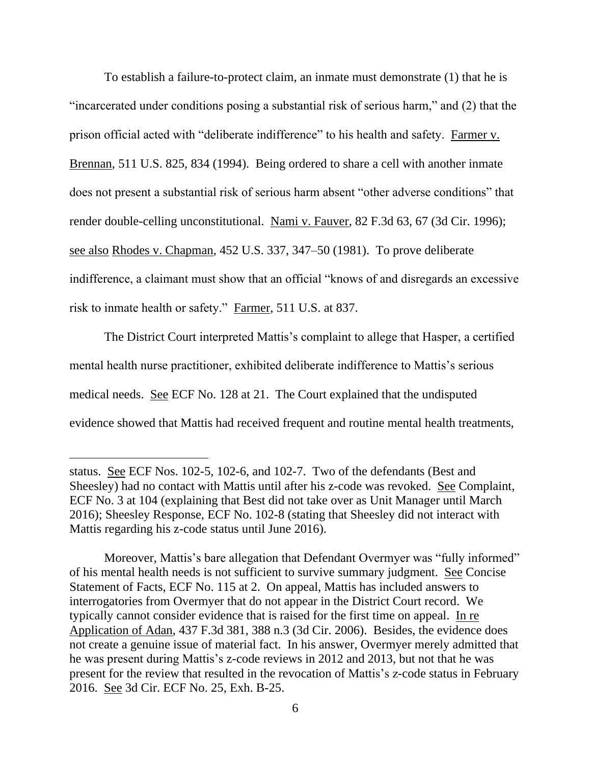To establish a failure-to-protect claim, an inmate must demonstrate (1) that he is "incarcerated under conditions posing a substantial risk of serious harm," and (2) that the prison official acted with "deliberate indifference" to his health and safety. Farmer v. Brennan, 511 U.S. 825, 834 (1994). Being ordered to share a cell with another inmate does not present a substantial risk of serious harm absent "other adverse conditions" that render double-celling unconstitutional. Nami v. Fauver, 82 F.3d 63, 67 (3d Cir. 1996); see also Rhodes v. Chapman, 452 U.S. 337, 347–50 (1981). To prove deliberate indifference, a claimant must show that an official "knows of and disregards an excessive risk to inmate health or safety." Farmer, 511 U.S. at 837.

The District Court interpreted Mattis's complaint to allege that Hasper, a certified mental health nurse practitioner, exhibited deliberate indifference to Mattis's serious medical needs. See ECF No. 128 at 21. The Court explained that the undisputed evidence showed that Mattis had received frequent and routine mental health treatments,

---

status. See ECF Nos. 102-5, 102-6, and 102-7. Two of the defendants (Best and Sheesley) had no contact with Mattis until after his z-code was revoked. See Complaint, ECF No. 3 at 104 (explaining that Best did not take over as Unit Manager until March 2016); Sheesley Response, ECF No. 102-8 (stating that Sheesley did not interact with Mattis regarding his z-code status until June 2016).

Moreover, Mattis's bare allegation that Defendant Overmyer was "fully informed" of his mental health needs is not sufficient to survive summary judgment. See Concise Statement of Facts, ECF No. 115 at 2. On appeal, Mattis has included answers to interrogatories from Overmyer that do not appear in the District Court record. We typically cannot consider evidence that is raised for the first time on appeal. In re Application of Adan, 437 F.3d 381, 388 n.3 (3d Cir. 2006). Besides, the evidence does not create a genuine issue of material fact. In his answer, Overmyer merely admitted that he was present during Mattis's z-code reviews in 2012 and 2013, but not that he was present for the review that resulted in the revocation of Mattis's z-code status in February 2016. See 3d Cir. ECF No. 25, Exh. B-25.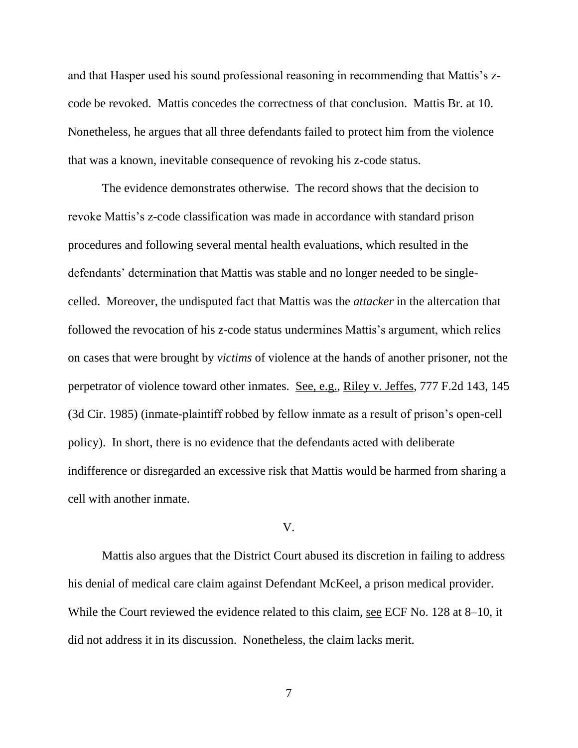and that Hasper used his sound professional reasoning in recommending that Mattis's z-code be revoked. Mattis concedes the correctness of that conclusion. Mattis Br. at 10. Nonetheless, he argues that all three defendants failed to protect him from the violence that was a known, inevitable consequence of revoking his z-code status.

The evidence demonstrates otherwise. The record shows that the decision to revoke Mattis's z-code classification was made in accordance with standard prison procedures and following several mental health evaluations, which resulted in the defendants' determination that Mattis was stable and no longer needed to be single-celled. Moreover, the undisputed fact that Mattis was the *attacker* in the altercation that followed the revocation of his z-code status undermines Mattis's argument, which relies on cases that were brought by *victims* of violence at the hands of another prisoner, not the perpetrator of violence toward other inmates. See, e.g., Riley v. Jeffes, 777 F.2d 143, 145 (3d Cir. 1985) (inmate-plaintiff robbed by fellow inmate as a result of prison's open-cell policy). In short, there is no evidence that the defendants acted with deliberate indifference or disregarded an excessive risk that Mattis would be harmed from sharing a cell with another inmate.

## V.

Mattis also argues that the District Court abused its discretion in failing to address his denial of medical care claim against Defendant McKeel, a prison medical provider. While the Court reviewed the evidence related to this claim, see ECF No. 128 at 8–10, it did not address it in its discussion. Nonetheless, the claim lacks merit.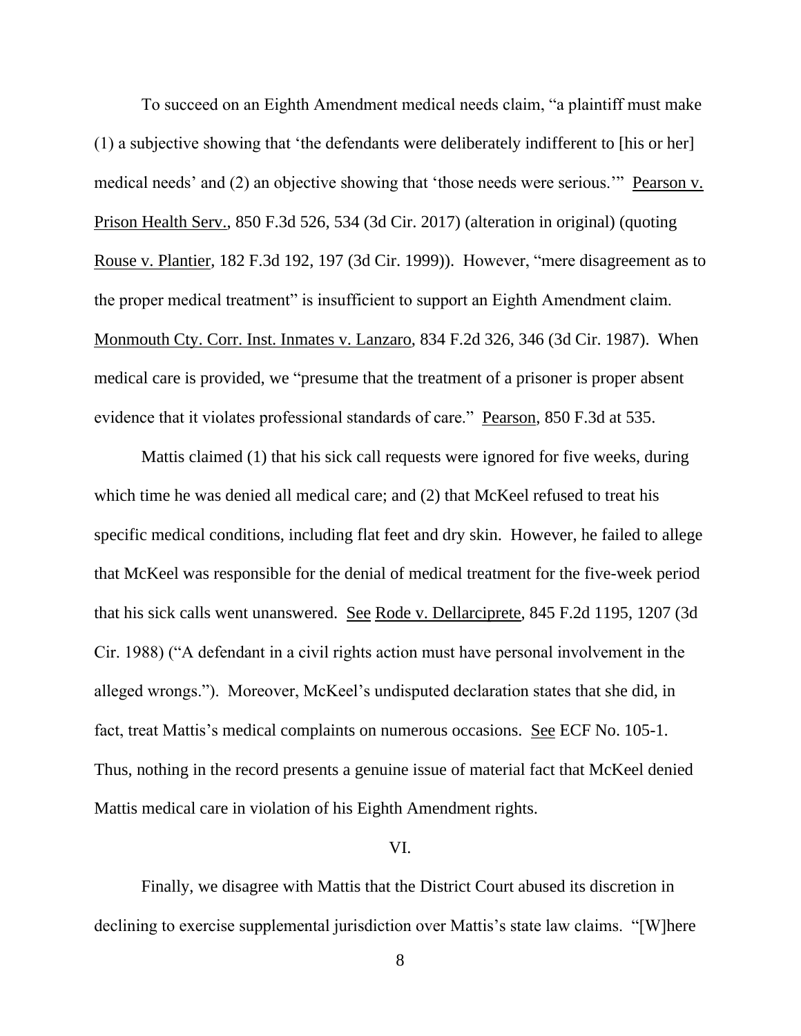To succeed on an Eighth Amendment medical needs claim, "a plaintiff must make (1) a subjective showing that 'the defendants were deliberately indifferent to [his or her] medical needs' and (2) an objective showing that 'those needs were serious.'" Pearson v. Prison Health Serv., 850 F.3d 526, 534 (3d Cir. 2017) (alteration in original) (quoting Rouse v. Plantier, 182 F.3d 192, 197 (3d Cir. 1999)). However, "mere disagreement as to the proper medical treatment" is insufficient to support an Eighth Amendment claim. Monmouth Cty. Corr. Inst. Inmates v. Lanzaro, 834 F.2d 326, 346 (3d Cir. 1987). When medical care is provided, we "presume that the treatment of a prisoner is proper absent evidence that it violates professional standards of care." Pearson, 850 F.3d at 535.

Mattis claimed (1) that his sick call requests were ignored for five weeks, during which time he was denied all medical care; and (2) that McKeel refused to treat his specific medical conditions, including flat feet and dry skin. However, he failed to allege that McKeel was responsible for the denial of medical treatment for the five-week period that his sick calls went unanswered. See Rode v. Dellarciprete, 845 F.2d 1195, 1207 (3d Cir. 1988) ("A defendant in a civil rights action must have personal involvement in the alleged wrongs."). Moreover, McKeel's undisputed declaration states that she did, in fact, treat Mattis's medical complaints on numerous occasions. See ECF No. 105-1. Thus, nothing in the record presents a genuine issue of material fact that McKeel denied Mattis medical care in violation of his Eighth Amendment rights.

VI.

Finally, we disagree with Mattis that the District Court abused its discretion in declining to exercise supplemental jurisdiction over Mattis's state law claims. "[W]here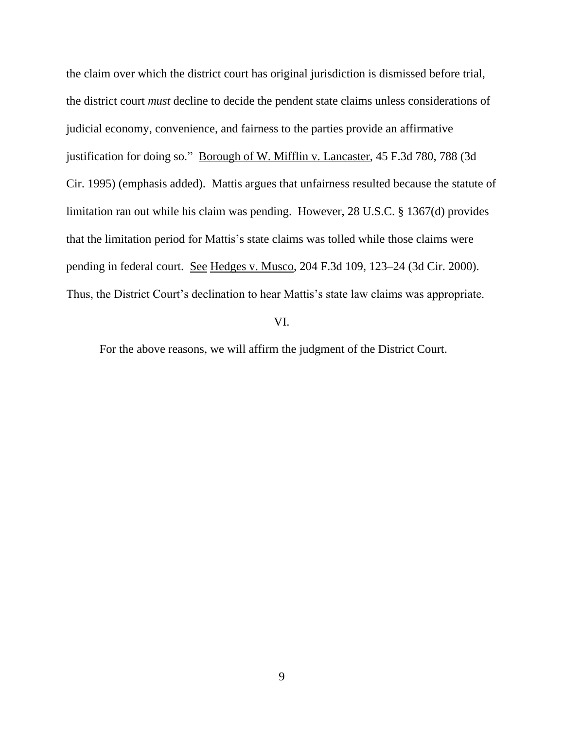the claim over which the district court has original jurisdiction is dismissed before trial, the district court *must* decline to decide the pendent state claims unless considerations of judicial economy, convenience, and fairness to the parties provide an affirmative justification for doing so." Borough of W. Mifflin v. Lancaster, 45 F.3d 780, 788 (3d Cir. 1995) (emphasis added). Mattis argues that unfairness resulted because the statute of limitation ran out while his claim was pending. However, 28 U.S.C. § 1367(d) provides that the limitation period for Mattis's state claims was tolled while those claims were pending in federal court. See Hedges v. Musco, 204 F.3d 109, 123–24 (3d Cir. 2000). Thus, the District Court's declination to hear Mattis's state law claims was appropriate.

VI.

For the above reasons, we will affirm the judgment of the District Court.